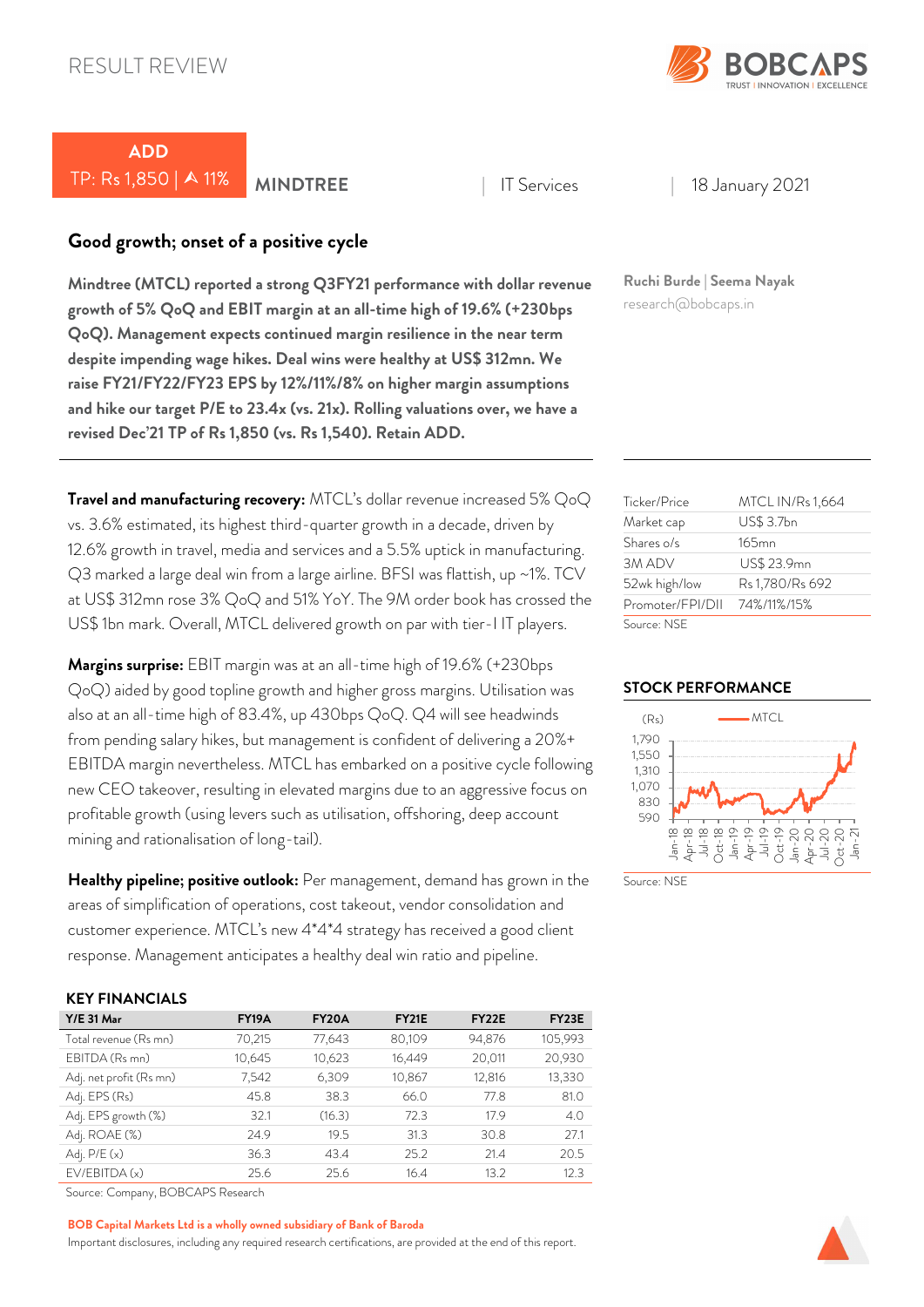RESULT REVIEW

**ADD**

TP: Rs 1,850 | ∧ 11%

**MINDTREE** | IT Services | 18 January 2021

## Good growth; onset of a positive cycle

**Mindtree (MTCL) reported a strong Q3FY21 performance with dollar revenue growth of 5% QoQ and EBIT margin at an all-time high of 19.6% (+230bps QoQ). Management expects continued margin resilience in the near term despite impending wage hikes. Deal wins were healthy at US$ 312mn. We raise FY21/FY22/FY23 EPS by 12%/11%/8% on higher margin assumptions and hike our target P/E to 23.4x (vs. 21x). Rolling valuations over, we have a revised Dec'21 TP of Rs 1,850 (vs. Rs 1,540). Retain ADD.**

**Ruchi Burde** | **Seema Nayak**
research@bobcaps.in

**Travel and manufacturing recovery:** MTCL's dollar revenue increased 5% QoQ vs. 3.6% estimated, its highest third-quarter growth in a decade, driven by 12.6% growth in travel, media and services and a 5.5% uptick in manufacturing. Q3 marked a large deal win from a large airline. BFSI was flattish, up ~1%. TCV at US$ 312mn rose 3% QoQ and 51% YoY. The 9M order book has crossed the US$ 1bn mark. Overall, MTCL delivered growth on par with tier-I IT players.

**Margins surprise:** EBIT margin was at an all-time high of 19.6% (+230bps QoQ) aided by good topline growth and higher gross margins. Utilisation was also at an all-time high of 83.4%, up 430bps QoQ. Q4 will see headwinds from pending salary hikes, but management is confident of delivering a 20%+ EBITDA margin nevertheless. MTCL has embarked on a positive cycle following new CEO takeover, resulting in elevated margins due to an aggressive focus on profitable growth (using levers such as utilisation, offshoring, deep account mining and rationalisation of long-tail).

**Healthy pipeline; positive outlook:** Per management, demand has grown in the areas of simplification of operations, cost takeout, vendor consolidation and customer experience. MTCL's new 4*4*4 strategy has received a good client response. Management anticipates a healthy deal win ratio and pipeline.

| | |
|---|---|
| Ticker/Price | MTCL IN/Rs 1,664 |
| Market cap | US$ 3.7bn |
| Shares o/s | 165mn |
| 3M ADV | US$ 23.9mn |
| 52wk high/low | Rs 1,780/Rs 692 |
| Promoter/FPI/DII | 74%/11%/15% |

Source: NSE

### STOCK PERFORMANCE

Source: NSE

### KEY FINANCIALS

| Y/E 31 Mar | FY19A | FY20A | FY21E | FY22E | FY23E |
|---|---|---|---|---|---|
| Total revenue (Rs mn) | 70,215 | 77,643 | 80,109 | 94,876 | 105,993 |
| EBITDA (Rs mn) | 10,645 | 10,623 | 16,449 | 20,011 | 20,930 |
| Adj. net profit (Rs mn) | 7,542 | 6,309 | 10,867 | 12,816 | 13,330 |
| Adj. EPS (Rs) | 45.8 | 38.3 | 66.0 | 77.8 | 81.0 |
| Adj. EPS growth (%) | 32.1 | (16.3) | 72.3 | 17.9 | 4.0 |
| Adj. ROAE (%) | 24.9 | 19.5 | 31.3 | 30.8 | 27.1 |
| Adj. P/E (x) | 36.3 | 43.4 | 25.2 | 21.4 | 20.5 |
| EV/EBITDA (x) | 25.6 | 25.6 | 16.4 | 13.2 | 12.3 |

Source: Company, BOBCAPS Research

**BOB Capital Markets Ltd is a wholly owned subsidiary of Bank of Baroda**

Important disclosures, including any required research certifications, are provided at the end of this report.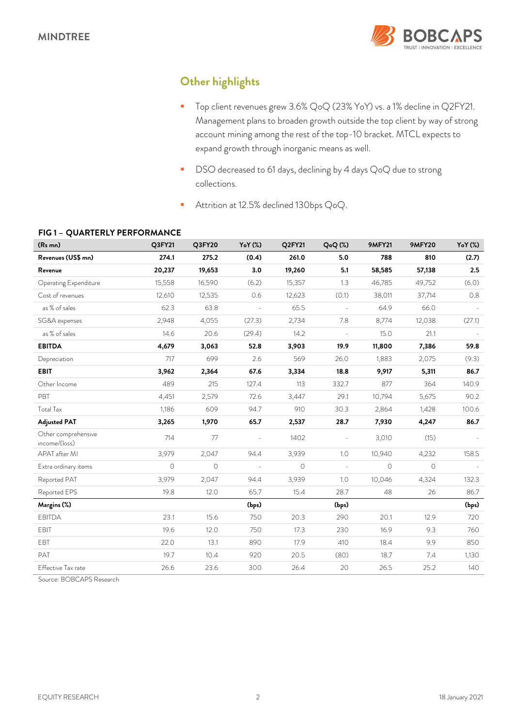## Other highlights

- Top client revenues grew 3.6% QoQ (23% YoY) vs. a 1% decline in Q2FY21. Management plans to broaden growth outside the top client by way of strong account mining among the rest of the top-10 bracket. MTCL expects to expand growth through inorganic means as well.
- DSO decreased to 61 days, declining by 4 days QoQ due to strong collections.
- Attrition at 12.5% declined 130bps QoQ.

**FIG 1 – QUARTERLY PERFORMANCE**

| (Rs mn) | Q3FY21 | Q3FY20 | YoY (%) | Q2FY21 | QoQ (%) | 9MFY21 | 9MFY20 | YoY (%) |
|---|---|---|---|---|---|---|---|---|
| **Revenues (US$ mn)** | **274.1** | **275.2** | **(0.4)** | **261.0** | **5.0** | **788** | **810** | **(2.7)** |
| **Revenue** | **20,237** | **19,653** | **3.0** | **19,260** | **5.1** | **58,585** | **57,138** | **2.5** |
| Operating Expenditure | 15,558 | 16,590 | (6.2) | 15,357 | 1.3 | 46,785 | 49,752 | (6.0) |
| Cost of revenues | 12,610 | 12,535 | 0.6 | 12,623 | (0.1) | 38,011 | 37,714 | 0.8 |
| as % of sales | 62.3 | 63.8 | - | 65.5 | - | 64.9 | 66.0 | - |
| SG&A expenses | 2,948 | 4,055 | (27.3) | 2,734 | 7.8 | 8,774 | 12,038 | (27.1) |
| as % of sales | 14.6 | 20.6 | (29.4) | 14.2 | - | 15.0 | 21.1 | - |
| **EBITDA** | **4,679** | **3,063** | **52.8** | **3,903** | **19.9** | **11,800** | **7,386** | **59.8** |
| Depreciation | 717 | 699 | 2.6 | 569 | 26.0 | 1,883 | 2,075 | (9.3) |
| **EBIT** | **3,962** | **2,364** | **67.6** | **3,334** | **18.8** | **9,917** | **5,311** | **86.7** |
| Other Income | 489 | 215 | 127.4 | 113 | 332.7 | 877 | 364 | 140.9 |
| PBT | 4,451 | 2,579 | 72.6 | 3,447 | 29.1 | 10,794 | 5,675 | 90.2 |
| Total Tax | 1,186 | 609 | 94.7 | 910 | 30.3 | 2,864 | 1,428 | 100.6 |
| **Adjusted PAT** | **3,265** | **1,970** | **65.7** | **2,537** | **28.7** | **7,930** | **4,247** | **86.7** |
| Other comprehensive income/(loss) | 714 | 77 | - | 1402 | - | 3,010 | (15) | - |
| APAT after MI | 3,979 | 2,047 | 94.4 | 3,939 | 1.0 | 10,940 | 4,232 | 158.5 |
| Extra ordinary items | 0 | 0 | - | 0 | - | 0 | 0 | - |
| Reported PAT | 3,979 | 2,047 | 94.4 | 3,939 | 1.0 | 10,046 | 4,324 | 132.3 |
| Reported EPS | 19.8 | 12.0 | 65.7 | 15.4 | 28.7 | 48 | 26 | 86.7 |
| **Margins (%)** | | | **(bps)** | | **(bps)** | | | **(bps)** |
| EBITDA | 23.1 | 15.6 | 750 | 20.3 | 290 | 20.1 | 12.9 | 720 |
| EBIT | 19.6 | 12.0 | 750 | 17.3 | 230 | 16.9 | 9.3 | 760 |
| EBT | 22.0 | 13.1 | 890 | 17.9 | 410 | 18.4 | 9.9 | 850 |
| PAT | 19.7 | 10.4 | 920 | 20.5 | (80) | 18.7 | 7.4 | 1,130 |
| Effective Tax rate | 26.6 | 23.6 | 300 | 26.4 | 20 | 26.5 | 25.2 | 140 |

Source: BOBCAPS Research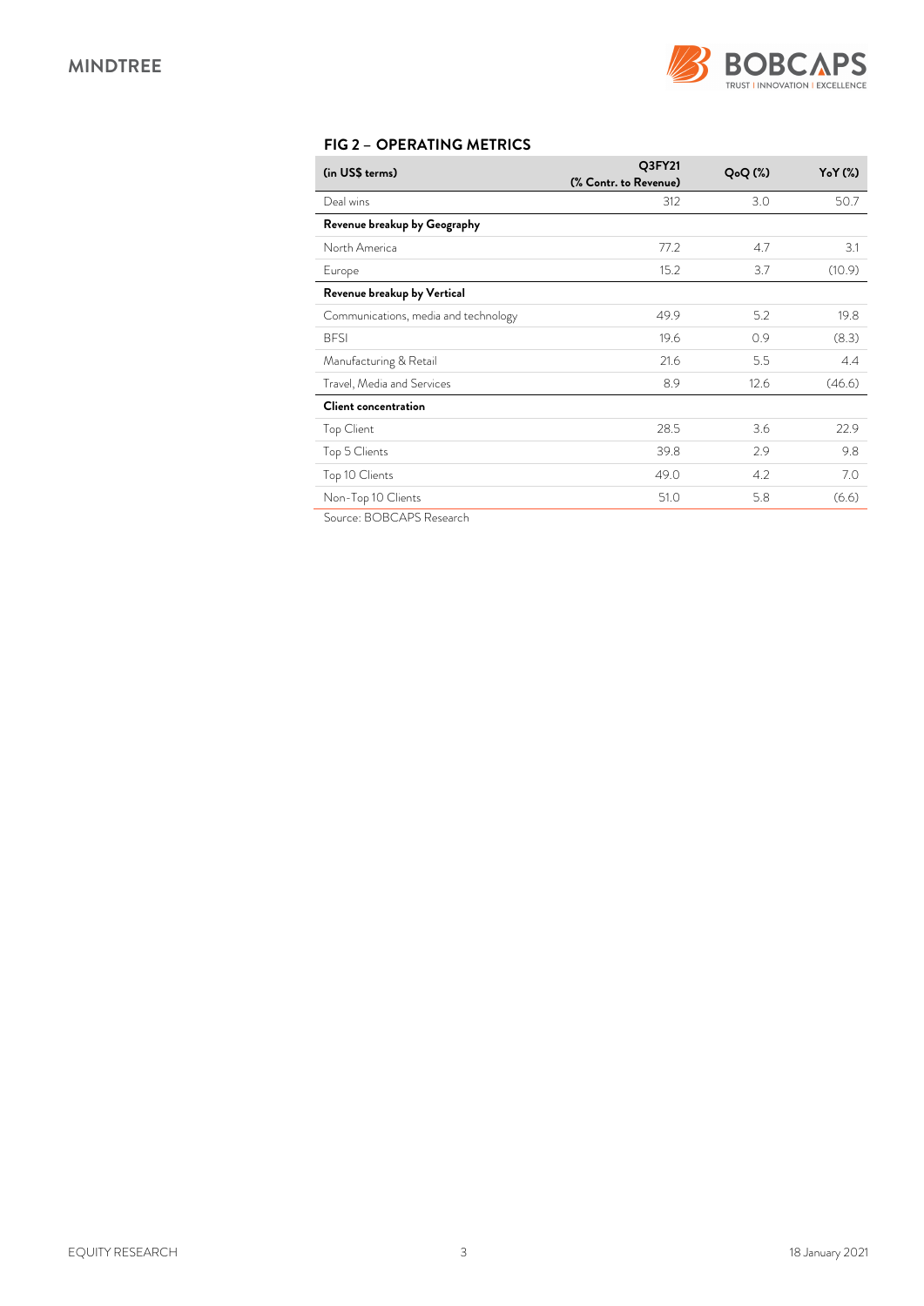## FIG 2 – OPERATING METRICS

| (in US$ terms) | Q3FY21 (% Contr. to Revenue) | QoQ (%) | YoY (%) |
|---|---|---|---|
| Deal wins | 312 | 3.0 | 50.7 |
| **Revenue breakup by Geography** | | | |
| North America | 77.2 | 4.7 | 3.1 |
| Europe | 15.2 | 3.7 | (10.9) |
| **Revenue breakup by Vertical** | | | |
| Communications, media and technology | 49.9 | 5.2 | 19.8 |
| BFSI | 19.6 | 0.9 | (8.3) |
| Manufacturing & Retail | 21.6 | 5.5 | 4.4 |
| Travel, Media and Services | 8.9 | 12.6 | (46.6) |
| **Client concentration** | | | |
| Top Client | 28.5 | 3.6 | 22.9 |
| Top 5 Clients | 39.8 | 2.9 | 9.8 |
| Top 10 Clients | 49.0 | 4.2 | 7.0 |
| Non-Top 10 Clients | 51.0 | 5.8 | (6.6) |

Source: BOBCAPS Research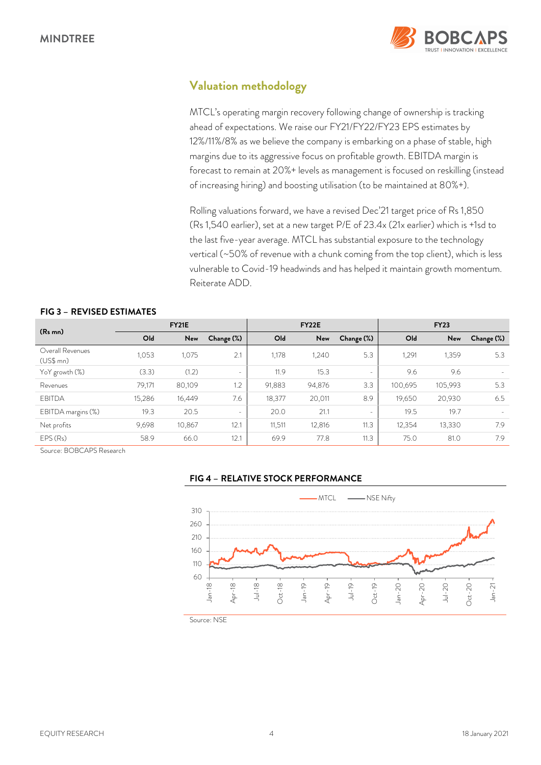## Valuation methodology

MTCL's operating margin recovery following change of ownership is tracking ahead of expectations. We raise our FY21/FY22/FY23 EPS estimates by 12%/11%/8% as we believe the company is embarking on a phase of stable, high margins due to its aggressive focus on profitable growth. EBITDA margin is forecast to remain at 20%+ levels as management is focused on reskilling (instead of increasing hiring) and boosting utilisation (to be maintained at 80%+).

Rolling valuations forward, we have a revised Dec'21 target price of Rs 1,850 (Rs 1,540 earlier), set at a new target P/E of 23.4x (21x earlier) which is +1sd to the last five-year average. MTCL has substantial exposure to the technology vertical (~50% of revenue with a chunk coming from the top client), which is less vulnerable to Covid-19 headwinds and has helped it maintain growth momentum. Reiterate ADD.

**FIG 3 – REVISED ESTIMATES**

| (Rs mn) | FY21E | | | FY22E | | | FY23 | | |
|---|---|---|---|---|---|---|---|---|---|
| | Old | New | Change (%) | Old | New | Change (%) | Old | New | Change (%) |
| Overall Revenues (US$ mn) | 1,053 | 1,075 | 2.1 | 1,178 | 1,240 | 5.3 | 1,291 | 1,359 | 5.3 |
| YoY growth (%) | (3.3) | (1.2) | - | 11.9 | 15.3 | - | 9.6 | 9.6 | - |
| Revenues | 79,171 | 80,109 | 1.2 | 91,883 | 94,876 | 3.3 | 100,695 | 105,993 | 5.3 |
| EBITDA | 15,286 | 16,449 | 7.6 | 18,377 | 20,011 | 8.9 | 19,650 | 20,930 | 6.5 |
| EBITDA margins (%) | 19.3 | 20.5 | - | 20.0 | 21.1 | - | 19.5 | 19.7 | - |
| Net profits | 9,698 | 10,867 | 12.1 | 11,511 | 12,816 | 11.3 | 12,354 | 13,330 | 7.9 |
| EPS (Rs) | 58.9 | 66.0 | 12.1 | 69.9 | 77.8 | 11.3 | 75.0 | 81.0 | 7.9 |

Source: BOBCAPS Research

**FIG 4 – RELATIVE STOCK PERFORMANCE**

Source: NSE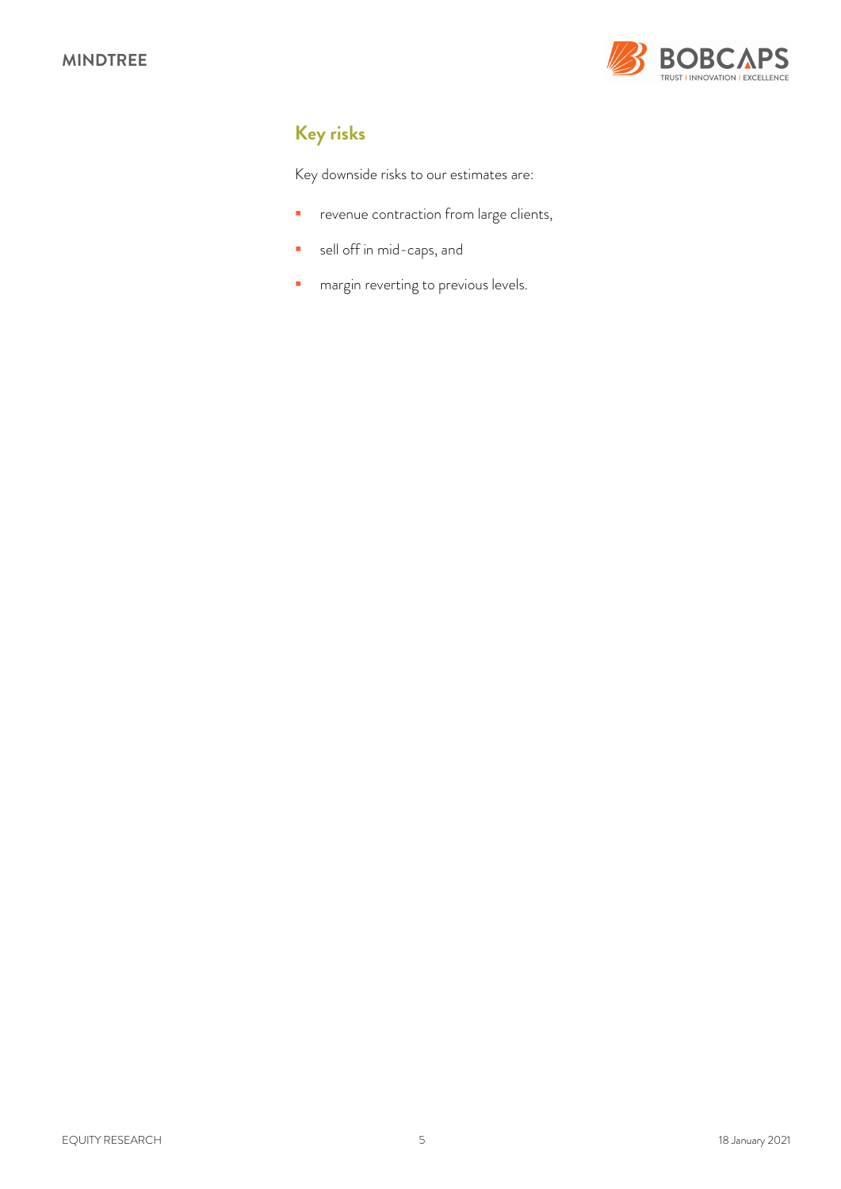## Key risks

Key downside risks to our estimates are:

- revenue contraction from large clients,
- sell off in mid-caps, and
- margin reverting to previous levels.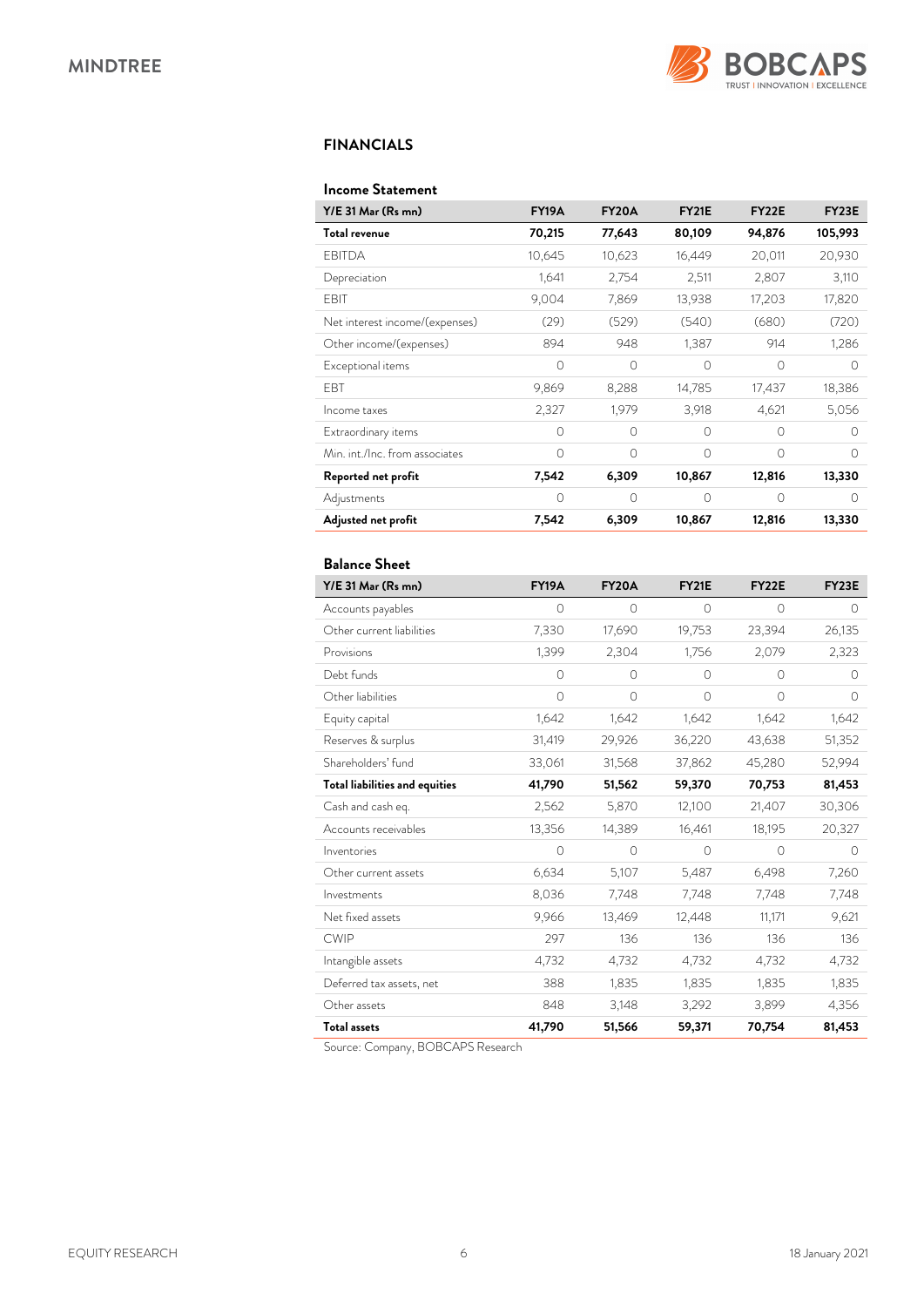## FINANCIALS

### Income Statement

| Y/E 31 Mar (Rs mn) | FY19A | FY20A | FY21E | FY22E | FY23E |
|---|---|---|---|---|---|
| **Total revenue** | **70,215** | **77,643** | **80,109** | **94,876** | **105,993** |
| EBITDA | 10,645 | 10,623 | 16,449 | 20,011 | 20,930 |
| Depreciation | 1,641 | 2,754 | 2,511 | 2,807 | 3,110 |
| EBIT | 9,004 | 7,869 | 13,938 | 17,203 | 17,820 |
| Net interest income/(expenses) | (29) | (529) | (540) | (680) | (720) |
| Other income/(expenses) | 894 | 948 | 1,387 | 914 | 1,286 |
| Exceptional items | 0 | 0 | 0 | 0 | 0 |
| EBT | 9,869 | 8,288 | 14,785 | 17,437 | 18,386 |
| Income taxes | 2,327 | 1,979 | 3,918 | 4,621 | 5,056 |
| Extraordinary items | 0 | 0 | 0 | 0 | 0 |
| Min. int./Inc. from associates | 0 | 0 | 0 | 0 | 0 |
| **Reported net profit** | **7,542** | **6,309** | **10,867** | **12,816** | **13,330** |
| Adjustments | 0 | 0 | 0 | 0 | 0 |
| **Adjusted net profit** | **7,542** | **6,309** | **10,867** | **12,816** | **13,330** |

### Balance Sheet

| Y/E 31 Mar (Rs mn) | FY19A | FY20A | FY21E | FY22E | FY23E |
|---|---|---|---|---|---|
| Accounts payables | 0 | 0 | 0 | 0 | 0 |
| Other current liabilities | 7,330 | 17,690 | 19,753 | 23,394 | 26,135 |
| Provisions | 1,399 | 2,304 | 1,756 | 2,079 | 2,323 |
| Debt funds | 0 | 0 | 0 | 0 | 0 |
| Other liabilities | 0 | 0 | 0 | 0 | 0 |
| Equity capital | 1,642 | 1,642 | 1,642 | 1,642 | 1,642 |
| Reserves & surplus | 31,419 | 29,926 | 36,220 | 43,638 | 51,352 |
| Shareholders' fund | 33,061 | 31,568 | 37,862 | 45,280 | 52,994 |
| **Total liabilities and equities** | **41,790** | **51,562** | **59,370** | **70,753** | **81,453** |
| Cash and cash eq. | 2,562 | 5,870 | 12,100 | 21,407 | 30,306 |
| Accounts receivables | 13,356 | 14,389 | 16,461 | 18,195 | 20,327 |
| Inventories | 0 | 0 | 0 | 0 | 0 |
| Other current assets | 6,634 | 5,107 | 5,487 | 6,498 | 7,260 |
| Investments | 8,036 | 7,748 | 7,748 | 7,748 | 7,748 |
| Net fixed assets | 9,966 | 13,469 | 12,448 | 11,171 | 9,621 |
| CWIP | 297 | 136 | 136 | 136 | 136 |
| Intangible assets | 4,732 | 4,732 | 4,732 | 4,732 | 4,732 |
| Deferred tax assets, net | 388 | 1,835 | 1,835 | 1,835 | 1,835 |
| Other assets | 848 | 3,148 | 3,292 | 3,899 | 4,356 |
| **Total assets** | **41,790** | **51,566** | **59,371** | **70,754** | **81,453** |

Source: Company, BOBCAPS Research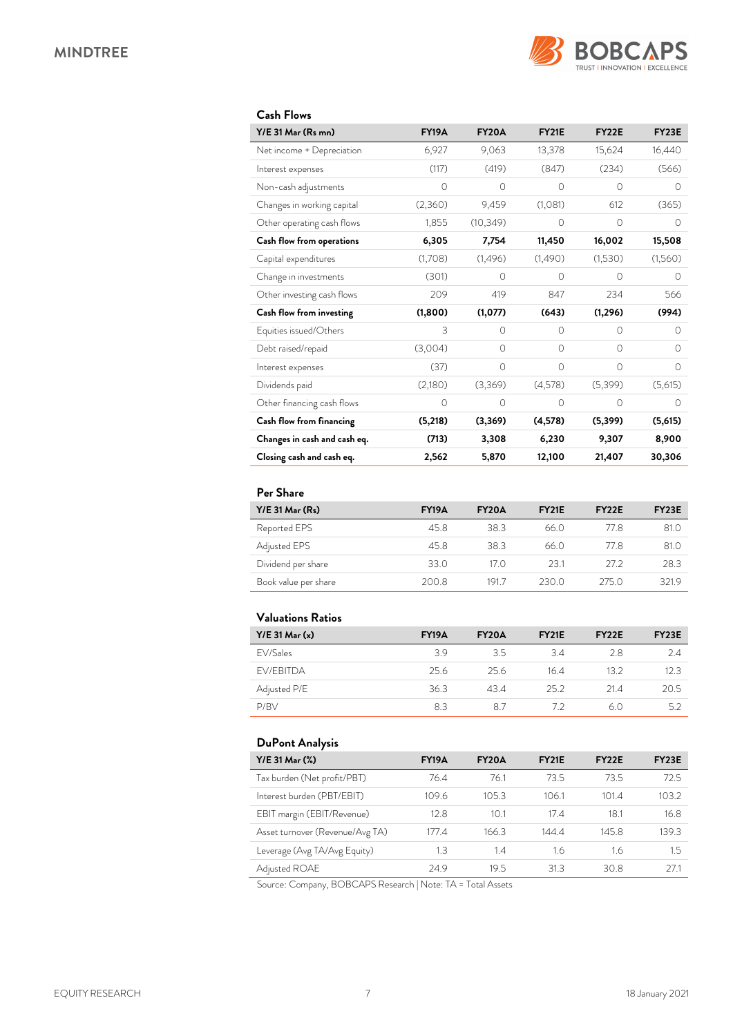### Cash Flows

| Y/E 31 Mar (Rs mn) | FY19A | FY20A | FY21E | FY22E | FY23E |
|---|---|---|---|---|---|
| Net income + Depreciation | 6,927 | 9,063 | 13,378 | 15,624 | 16,440 |
| Interest expenses | (117) | (419) | (847) | (234) | (566) |
| Non-cash adjustments | 0 | 0 | 0 | 0 | 0 |
| Changes in working capital | (2,360) | 9,459 | (1,081) | 612 | (365) |
| Other operating cash flows | 1,855 | (10,349) | 0 | 0 | 0 |
| **Cash flow from operations** | **6,305** | **7,754** | **11,450** | **16,002** | **15,508** |
| Capital expenditures | (1,708) | (1,496) | (1,490) | (1,530) | (1,560) |
| Change in investments | (301) | 0 | 0 | 0 | 0 |
| Other investing cash flows | 209 | 419 | 847 | 234 | 566 |
| **Cash flow from investing** | **(1,800)** | **(1,077)** | **(643)** | **(1,296)** | **(994)** |
| Equities issued/Others | 3 | 0 | 0 | 0 | 0 |
| Debt raised/repaid | (3,004) | 0 | 0 | 0 | 0 |
| Interest expenses | (37) | 0 | 0 | 0 | 0 |
| Dividends paid | (2,180) | (3,369) | (4,578) | (5,399) | (5,615) |
| Other financing cash flows | 0 | 0 | 0 | 0 | 0 |
| **Cash flow from financing** | **(5,218)** | **(3,369)** | **(4,578)** | **(5,399)** | **(5,615)** |
| **Changes in cash and cash eq.** | **(713)** | **3,308** | **6,230** | **9,307** | **8,900** |
| **Closing cash and cash eq.** | **2,562** | **5,870** | **12,100** | **21,407** | **30,306** |

### Per Share

| Y/E 31 Mar (Rs) | FY19A | FY20A | FY21E | FY22E | FY23E |
|---|---|---|---|---|---|
| Reported EPS | 45.8 | 38.3 | 66.0 | 77.8 | 81.0 |
| Adjusted EPS | 45.8 | 38.3 | 66.0 | 77.8 | 81.0 |
| Dividend per share | 33.0 | 17.0 | 23.1 | 27.2 | 28.3 |
| Book value per share | 200.8 | 191.7 | 230.0 | 275.0 | 321.9 |

### Valuations Ratios

| Y/E 31 Mar (x) | FY19A | FY20A | FY21E | FY22E | FY23E |
|---|---|---|---|---|---|
| EV/Sales | 3.9 | 3.5 | 3.4 | 2.8 | 2.4 |
| EV/EBITDA | 25.6 | 25.6 | 16.4 | 13.2 | 12.3 |
| Adjusted P/E | 36.3 | 43.4 | 25.2 | 21.4 | 20.5 |
| P/BV | 8.3 | 8.7 | 7.2 | 6.0 | 5.2 |

### DuPont Analysis

| Y/E 31 Mar (%) | FY19A | FY20A | FY21E | FY22E | FY23E |
|---|---|---|---|---|---|
| Tax burden (Net profit/PBT) | 76.4 | 76.1 | 73.5 | 73.5 | 72.5 |
| Interest burden (PBT/EBIT) | 109.6 | 105.3 | 106.1 | 101.4 | 103.2 |
| EBIT margin (EBIT/Revenue) | 12.8 | 10.1 | 17.4 | 18.1 | 16.8 |
| Asset turnover (Revenue/Avg TA) | 177.4 | 166.3 | 144.4 | 145.8 | 139.3 |
| Leverage (Avg TA/Avg Equity) | 1.3 | 1.4 | 1.6 | 1.6 | 1.5 |
| Adjusted ROAE | 24.9 | 19.5 | 31.3 | 30.8 | 27.1 |

Source: Company, BOBCAPS Research | Note: TA = Total Assets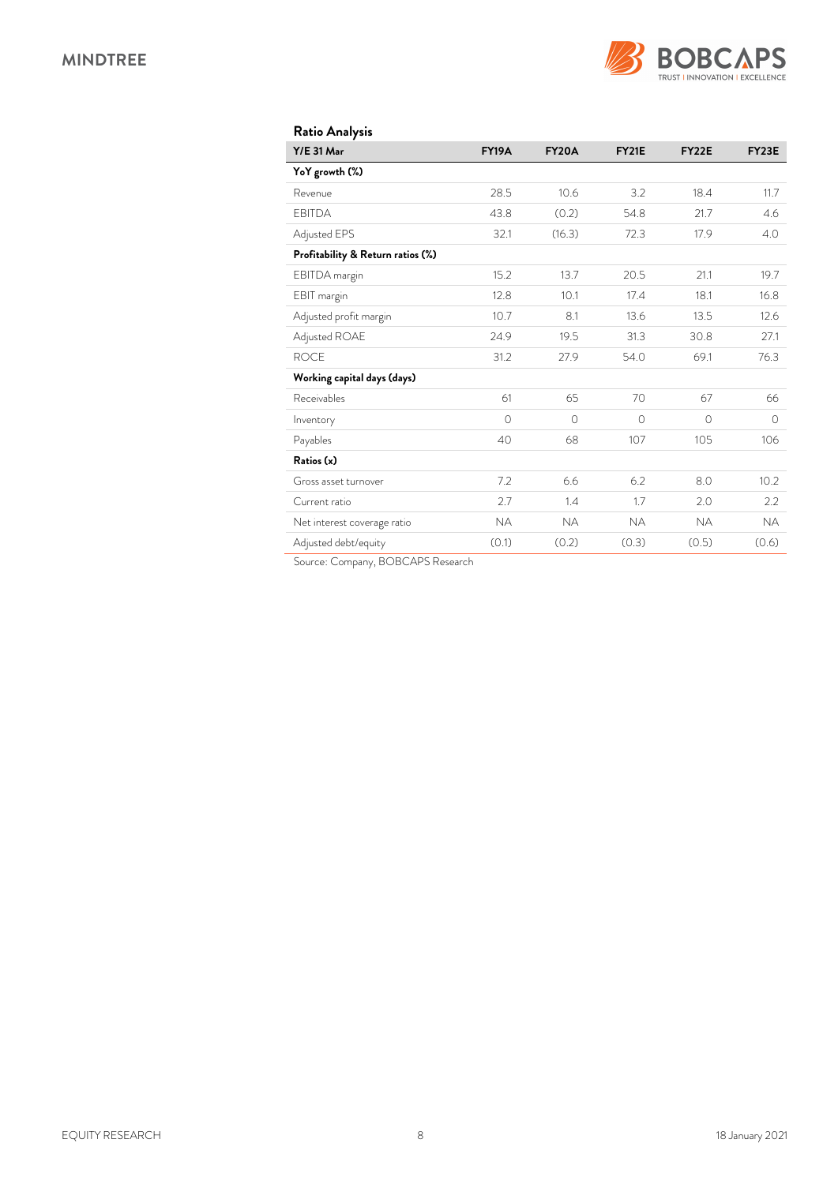## Ratio Analysis

| Y/E 31 Mar | FY19A | FY20A | FY21E | FY22E | FY23E |
|---|---|---|---|---|---|
| **YoY growth (%)** | | | | | |
| Revenue | 28.5 | 10.6 | 3.2 | 18.4 | 11.7 |
| EBITDA | 43.8 | (0.2) | 54.8 | 21.7 | 4.6 |
| Adjusted EPS | 32.1 | (16.3) | 72.3 | 17.9 | 4.0 |
| **Profitability & Return ratios (%)** | | | | | |
| EBITDA margin | 15.2 | 13.7 | 20.5 | 21.1 | 19.7 |
| EBIT margin | 12.8 | 10.1 | 17.4 | 18.1 | 16.8 |
| Adjusted profit margin | 10.7 | 8.1 | 13.6 | 13.5 | 12.6 |
| Adjusted ROAE | 24.9 | 19.5 | 31.3 | 30.8 | 27.1 |
| ROCE | 31.2 | 27.9 | 54.0 | 69.1 | 76.3 |
| **Working capital days (days)** | | | | | |
| Receivables | 61 | 65 | 70 | 67 | 66 |
| Inventory | 0 | 0 | 0 | 0 | 0 |
| Payables | 40 | 68 | 107 | 105 | 106 |
| **Ratios (x)** | | | | | |
| Gross asset turnover | 7.2 | 6.6 | 6.2 | 8.0 | 10.2 |
| Current ratio | 2.7 | 1.4 | 1.7 | 2.0 | 2.2 |
| Net interest coverage ratio | NA | NA | NA | NA | NA |
| Adjusted debt/equity | (0.1) | (0.2) | (0.3) | (0.5) | (0.6) |

Source: Company, BOBCAPS Research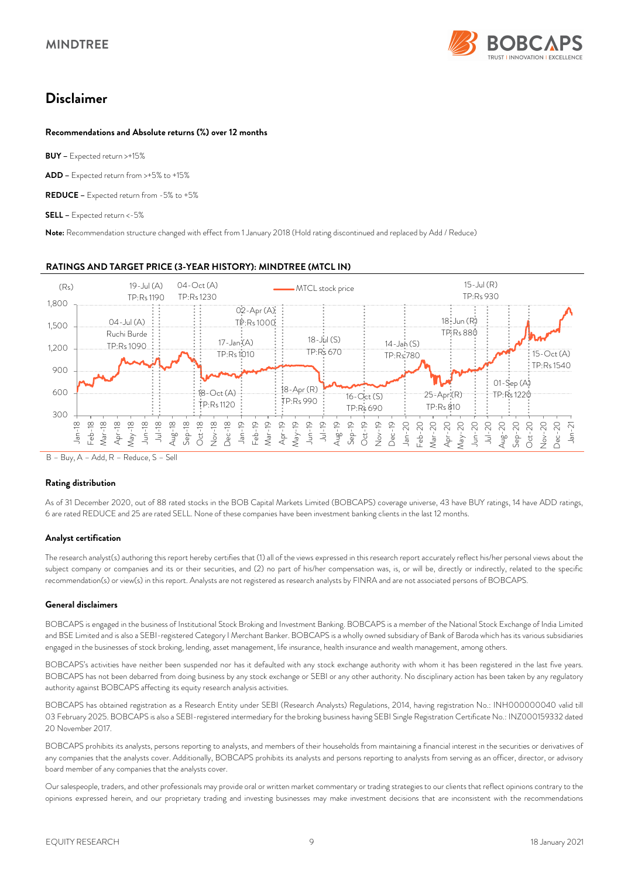# Disclaimer

**Recommendations and Absolute returns (%) over 12 months**

**BUY** – Expected return >+15%

**ADD** – Expected return from >+5% to +15%

**REDUCE** – Expected return from -5% to +5%

**SELL** – Expected return <-5%

**Note:** Recommendation structure changed with effect from 1 January 2018 (Hold rating discontinued and replaced by Add / Reduce)

**RATINGS AND TARGET PRICE (3-YEAR HISTORY): MINDTREE (MTCL IN)**

B – Buy, A – Add, R – Reduce, S – Sell

### Rating distribution

As of 31 December 2020, out of 88 rated stocks in the BOB Capital Markets Limited (BOBCAPS) coverage universe, 43 have BUY ratings, 14 have ADD ratings, 6 are rated REDUCE and 25 are rated SELL. None of these companies have been investment banking clients in the last 12 months.

### Analyst certification

The research analyst(s) authoring this report hereby certifies that (1) all of the views expressed in this research report accurately reflect his/her personal views about the subject company or companies and its or their securities, and (2) no part of his/her compensation was, is, or will be, directly or indirectly, related to the specific recommendation(s) or view(s) in this report. Analysts are not registered as research analysts by FINRA and are not associated persons of BOBCAPS.

### General disclaimers

BOBCAPS is engaged in the business of Institutional Stock Broking and Investment Banking. BOBCAPS is a member of the National Stock Exchange of India Limited and BSE Limited and is also a SEBI-registered Category I Merchant Banker. BOBCAPS is a wholly owned subsidiary of Bank of Baroda which has its various subsidiaries engaged in the businesses of stock broking, lending, asset management, life insurance, health insurance and wealth management, among others.

BOBCAPS's activities have neither been suspended nor has it defaulted with any stock exchange authority with whom it has been registered in the last five years. BOBCAPS has not been debarred from doing business by any stock exchange or SEBI or any other authority. No disciplinary action has been taken by any regulatory authority against BOBCAPS affecting its equity research analysis activities.

BOBCAPS has obtained registration as a Research Entity under SEBI (Research Analysts) Regulations, 2014, having registration No.: INH000000040 valid till 03 February 2025. BOBCAPS is also a SEBI-registered intermediary for the broking business having SEBI Single Registration Certificate No.: INZ000159332 dated 20 November 2017.

BOBCAPS prohibits its analysts, persons reporting to analysts, and members of their households from maintaining a financial interest in the securities or derivatives of any companies that the analysts cover. Additionally, BOBCAPS prohibits its analysts and persons reporting to analysts from serving as an officer, director, or advisory board member of any companies that the analysts cover.

Our salespeople, traders, and other professionals may provide oral or written market commentary or trading strategies to our clients that reflect opinions contrary to the opinions expressed herein, and our proprietary trading and investing businesses may make investment decisions that are inconsistent with the recommendations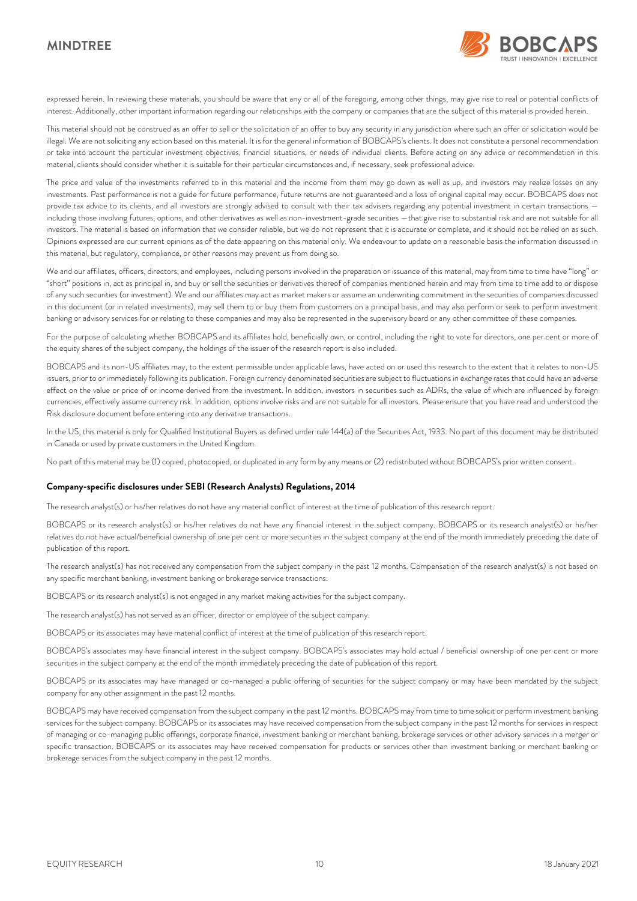expressed herein. In reviewing these materials, you should be aware that any or all of the foregoing, among other things, may give rise to real or potential conflicts of interest. Additionally, other important information regarding our relationships with the company or companies that are the subject of this material is provided herein.

This material should not be construed as an offer to sell or the solicitation of an offer to buy any security in any jurisdiction where such an offer or solicitation would be illegal. We are not soliciting any action based on this material. It is for the general information of BOBCAPS's clients. It does not constitute a personal recommendation or take into account the particular investment objectives, financial situations, or needs of individual clients. Before acting on any advice or recommendation in this material, clients should consider whether it is suitable for their particular circumstances and, if necessary, seek professional advice.

The price and value of the investments referred to in this material and the income from them may go down as well as up, and investors may realize losses on any investments. Past performance is not a guide for future performance, future returns are not guaranteed and a loss of original capital may occur. BOBCAPS does not provide tax advice to its clients, and all investors are strongly advised to consult with their tax advisers regarding any potential investment in certain transactions — including those involving futures, options, and other derivatives as well as non-investment-grade securities — that give rise to substantial risk and are not suitable for all investors. The material is based on information that we consider reliable, but we do not represent that it is accurate or complete, and it should not be relied on as such. Opinions expressed are our current opinions as of the date appearing on this material only. We endeavour to update on a reasonable basis the information discussed in this material, but regulatory, compliance, or other reasons may prevent us from doing so.

We and our affiliates, officers, directors, and employees, including persons involved in the preparation or issuance of this material, may from time to time have "long" or "short" positions in, act as principal in, and buy or sell the securities or derivatives thereof of companies mentioned herein and may from time to time add to or dispose of any such securities (or investment). We and our affiliates may act as market makers or assume an underwriting commitment in the securities of companies discussed in this document (or in related investments), may sell them to or buy them from customers on a principal basis, and may also perform or seek to perform investment banking or advisory services for or relating to these companies and may also be represented in the supervisory board or any other committee of these companies.

For the purpose of calculating whether BOBCAPS and its affiliates hold, beneficially own, or control, including the right to vote for directors, one per cent or more of the equity shares of the subject company, the holdings of the issuer of the research report is also included.

BOBCAPS and its non-US affiliates may, to the extent permissible under applicable laws, have acted on or used this research to the extent that it relates to non-US issuers, prior to or immediately following its publication. Foreign currency denominated securities are subject to fluctuations in exchange rates that could have an adverse effect on the value or price of or income derived from the investment. In addition, investors in securities such as ADRs, the value of which are influenced by foreign currencies, effectively assume currency risk. In addition, options involve risks and are not suitable for all investors. Please ensure that you have read and understood the Risk disclosure document before entering into any derivative transactions.

In the US, this material is only for Qualified Institutional Buyers as defined under rule 144(a) of the Securities Act, 1933. No part of this document may be distributed in Canada or used by private customers in the United Kingdom.

No part of this material may be (1) copied, photocopied, or duplicated in any form by any means or (2) redistributed without BOBCAPS's prior written consent.

**Company-specific disclosures under SEBI (Research Analysts) Regulations, 2014**

The research analyst(s) or his/her relatives do not have any material conflict of interest at the time of publication of this research report.

BOBCAPS or its research analyst(s) or his/her relatives do not have any financial interest in the subject company. BOBCAPS or its research analyst(s) or his/her relatives do not have actual/beneficial ownership of one per cent or more securities in the subject company at the end of the month immediately preceding the date of publication of this report.

The research analyst(s) has not received any compensation from the subject company in the past 12 months. Compensation of the research analyst(s) is not based on any specific merchant banking, investment banking or brokerage service transactions.

BOBCAPS or its research analyst(s) is not engaged in any market making activities for the subject company.

The research analyst(s) has not served as an officer, director or employee of the subject company.

BOBCAPS or its associates may have material conflict of interest at the time of publication of this research report.

BOBCAPS's associates may have financial interest in the subject company. BOBCAPS's associates may hold actual / beneficial ownership of one per cent or more securities in the subject company at the end of the month immediately preceding the date of publication of this report.

BOBCAPS or its associates may have managed or co-managed a public offering of securities for the subject company or may have been mandated by the subject company for any other assignment in the past 12 months.

BOBCAPS may have received compensation from the subject company in the past 12 months. BOBCAPS may from time to time solicit or perform investment banking services for the subject company. BOBCAPS or its associates may have received compensation from the subject company in the past 12 months for services in respect of managing or co-managing public offerings, corporate finance, investment banking or merchant banking, brokerage services or other advisory services in a merger or specific transaction. BOBCAPS or its associates may have received compensation for products or services other than investment banking or merchant banking or brokerage services from the subject company in the past 12 months.